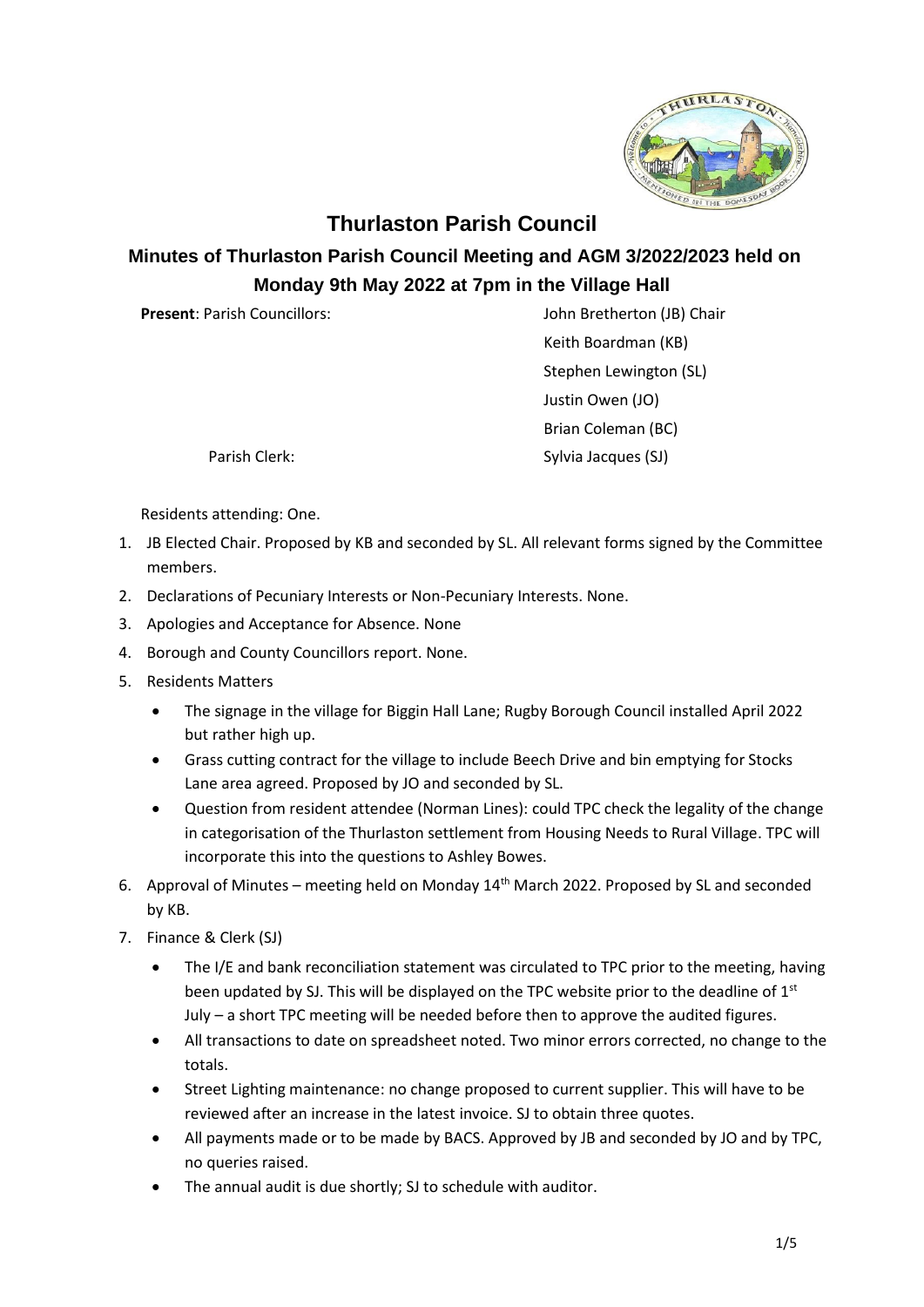# Thurlaston Parish Council

## Minutes of Thurlaston Parish Council Meeting and AGM 3/2022/2023 held on Monday 9th May 2022 at 7pm in the Village Hall

**Present**: Parish Councillors: John Bretherton (JB) Chair
Keith Boardman (KB)
Stephen Lewington (SL)
Justin Owen (JO)
Brian Coleman (BC)

Parish Clerk: Sylvia Jacques (SJ)

Residents attending: One.

1. JB Elected Chair. Proposed by KB and seconded by SL. All relevant forms signed by the Committee members.
2. Declarations of Pecuniary Interests or Non-Pecuniary Interests. None.
3. Apologies and Acceptance for Absence. None
4. Borough and County Councillors report. None.
5. Residents Matters
   - The signage in the village for Biggin Hall Lane; Rugby Borough Council installed April 2022 but rather high up.
   - Grass cutting contract for the village to include Beech Drive and bin emptying for Stocks Lane area agreed. Proposed by JO and seconded by SL.
   - Question from resident attendee (Norman Lines): could TPC check the legality of the change in categorisation of the Thurlaston settlement from Housing Needs to Rural Village. TPC will incorporate this into the questions to Ashley Bowes.
6. Approval of Minutes – meeting held on Monday 14th March 2022. Proposed by SL and seconded by KB.
7. Finance & Clerk (SJ)
   - The I/E and bank reconciliation statement was circulated to TPC prior to the meeting, having been updated by SJ. This will be displayed on the TPC website prior to the deadline of 1st July – a short TPC meeting will be needed before then to approve the audited figures.
   - All transactions to date on spreadsheet noted. Two minor errors corrected, no change to the totals.
   - Street Lighting maintenance: no change proposed to current supplier. This will have to be reviewed after an increase in the latest invoice. SJ to obtain three quotes.
   - All payments made or to be made by BACS. Approved by JB and seconded by JO and by TPC, no queries raised.
   - The annual audit is due shortly; SJ to schedule with auditor.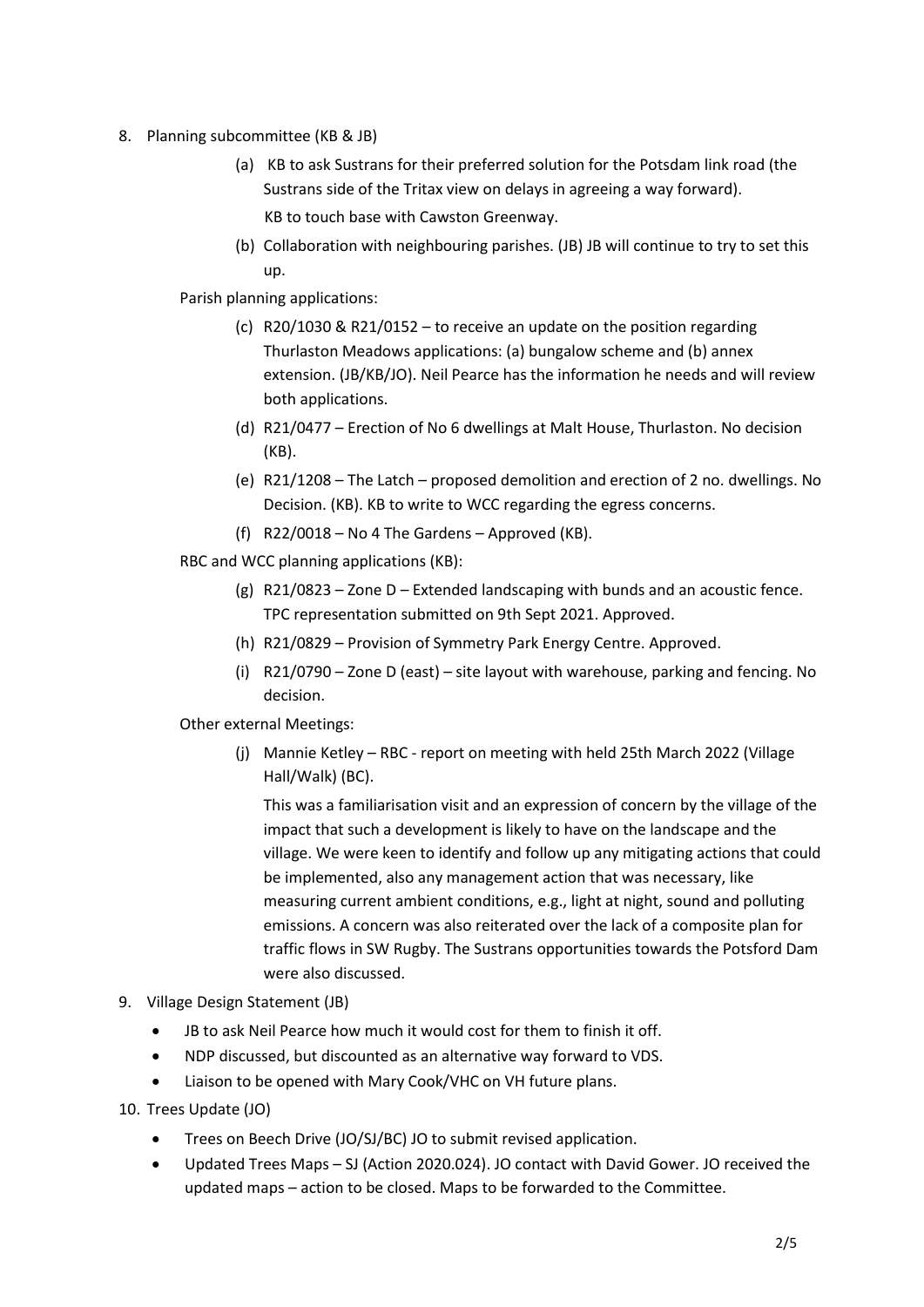8. Planning subcommittee (KB & JB)

   (a) KB to ask Sustrans for their preferred solution for the Potsdam link road (the Sustrans side of the Tritax view on delays in agreeing a way forward).
   KB to touch base with Cawston Greenway.

   (b) Collaboration with neighbouring parishes. (JB) JB will continue to try to set this up.

   Parish planning applications:

   (c) R20/1030 & R21/0152 – to receive an update on the position regarding Thurlaston Meadows applications: (a) bungalow scheme and (b) annex extension. (JB/KB/JO). Neil Pearce has the information he needs and will review both applications.

   (d) R21/0477 – Erection of No 6 dwellings at Malt House, Thurlaston. No decision (KB).

   (e) R21/1208 – The Latch – proposed demolition and erection of 2 no. dwellings. No Decision. (KB). KB to write to WCC regarding the egress concerns.

   (f) R22/0018 – No 4 The Gardens – Approved (KB).

   RBC and WCC planning applications (KB):

   (g) R21/0823 – Zone D – Extended landscaping with bunds and an acoustic fence. TPC representation submitted on 9th Sept 2021. Approved.

   (h) R21/0829 – Provision of Symmetry Park Energy Centre. Approved.

   (i) R21/0790 – Zone D (east) – site layout with warehouse, parking and fencing. No decision.

   Other external Meetings:

   (j) Mannie Ketley – RBC - report on meeting with held 25th March 2022 (Village Hall/Walk) (BC).

   This was a familiarisation visit and an expression of concern by the village of the impact that such a development is likely to have on the landscape and the village. We were keen to identify and follow up any mitigating actions that could be implemented, also any management action that was necessary, like measuring current ambient conditions, e.g., light at night, sound and polluting emissions. A concern was also reiterated over the lack of a composite plan for traffic flows in SW Rugby. The Sustrans opportunities towards the Potsford Dam were also discussed.

9. Village Design Statement (JB)

   - JB to ask Neil Pearce how much it would cost for them to finish it off.
   - NDP discussed, but discounted as an alternative way forward to VDS.
   - Liaison to be opened with Mary Cook/VHC on VH future plans.

10. Trees Update (JO)

    - Trees on Beech Drive (JO/SJ/BC) JO to submit revised application.
    - Updated Trees Maps – SJ (Action 2020.024). JO contact with David Gower. JO received the updated maps – action to be closed. Maps to be forwarded to the Committee.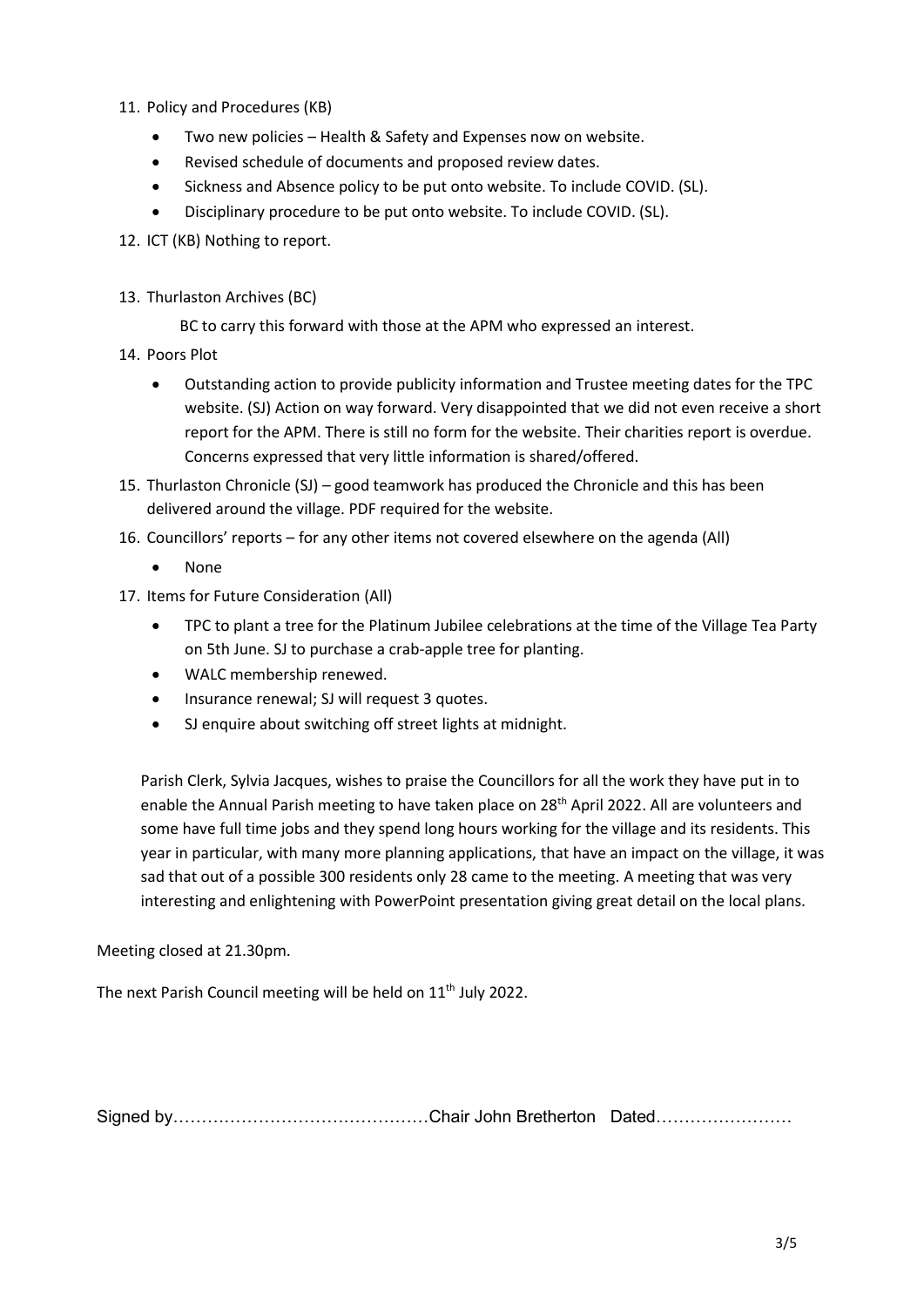11. Policy and Procedures (KB)
    - Two new policies – Health & Safety and Expenses now on website.
    - Revised schedule of documents and proposed review dates.
    - Sickness and Absence policy to be put onto website. To include COVID. (SL).
    - Disciplinary procedure to be put onto website. To include COVID. (SL).
12. ICT (KB) Nothing to report.
13. Thurlaston Archives (BC)

    BC to carry this forward with those at the APM who expressed an interest.
14. Poors Plot
    - Outstanding action to provide publicity information and Trustee meeting dates for the TPC website. (SJ) Action on way forward. Very disappointed that we did not even receive a short report for the APM. There is still no form for the website. Their charities report is overdue. Concerns expressed that very little information is shared/offered.
15. Thurlaston Chronicle (SJ) – good teamwork has produced the Chronicle and this has been delivered around the village. PDF required for the website.
16. Councillors' reports – for any other items not covered elsewhere on the agenda (All)
    - None
17. Items for Future Consideration (All)
    - TPC to plant a tree for the Platinum Jubilee celebrations at the time of the Village Tea Party on 5th June. SJ to purchase a crab-apple tree for planting.
    - WALC membership renewed.
    - Insurance renewal; SJ will request 3 quotes.
    - SJ enquire about switching off street lights at midnight.

    Parish Clerk, Sylvia Jacques, wishes to praise the Councillors for all the work they have put in to enable the Annual Parish meeting to have taken place on 28th April 2022. All are volunteers and some have full time jobs and they spend long hours working for the village and its residents. This year in particular, with many more planning applications, that have an impact on the village, it was sad that out of a possible 300 residents only 28 came to the meeting. A meeting that was very interesting and enlightening with PowerPoint presentation giving great detail on the local plans.

Meeting closed at 21.30pm.

The next Parish Council meeting will be held on 11th July 2022.

Signed by……………………………………Chair John Bretherton Dated……………………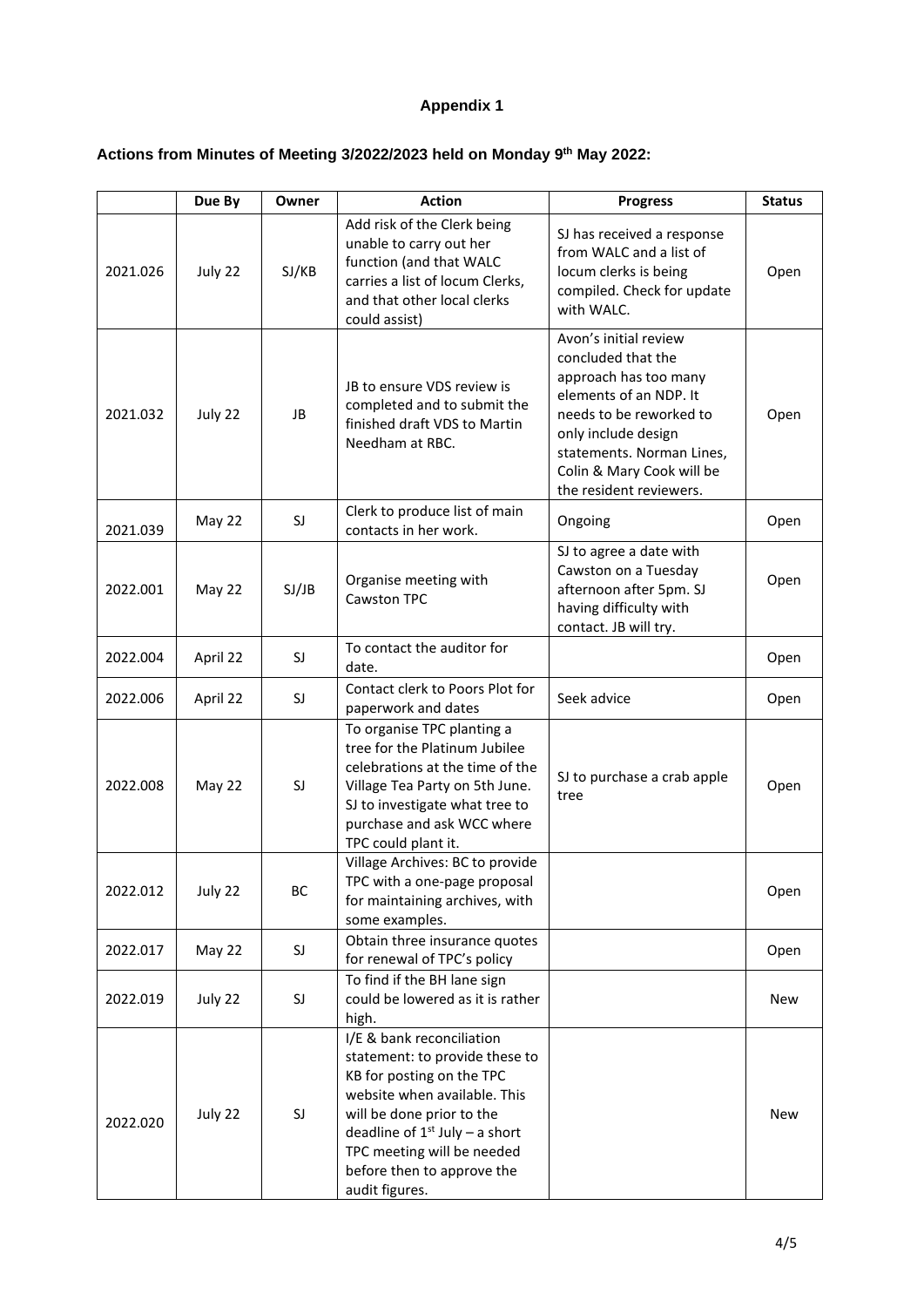**Appendix 1**

**Actions from Minutes of Meeting 3/2022/2023 held on Monday 9th May 2022:**

| | Due By | Owner | Action | Progress | Status |
|---|---|---|---|---|---|
| 2021.026 | July 22 | SJ/KB | Add risk of the Clerk being unable to carry out her function (and that WALC carries a list of locum Clerks, and that other local clerks could assist) | SJ has received a response from WALC and a list of locum clerks is being compiled. Check for update with WALC. | Open |
| 2021.032 | July 22 | JB | JB to ensure VDS review is completed and to submit the finished draft VDS to Martin Needham at RBC. | Avon's initial review concluded that the approach has too many elements of an NDP. It needs to be reworked to only include design statements. Norman Lines, Colin & Mary Cook will be the resident reviewers. | Open |
| 2021.039 | May 22 | SJ | Clerk to produce list of main contacts in her work. | Ongoing | Open |
| 2022.001 | May 22 | SJ/JB | Organise meeting with Cawston TPC | SJ to agree a date with Cawston on a Tuesday afternoon after 5pm. SJ having difficulty with contact. JB will try. | Open |
| 2022.004 | April 22 | SJ | To contact the auditor for date. | | Open |
| 2022.006 | April 22 | SJ | Contact clerk to Poors Plot for paperwork and dates | Seek advice | Open |
| 2022.008 | May 22 | SJ | To organise TPC planting a tree for the Platinum Jubilee celebrations at the time of the Village Tea Party on 5th June. SJ to investigate what tree to purchase and ask WCC where TPC could plant it. | SJ to purchase a crab apple tree | Open |
| 2022.012 | July 22 | BC | Village Archives: BC to provide TPC with a one-page proposal for maintaining archives, with some examples. | | Open |
| 2022.017 | May 22 | SJ | Obtain three insurance quotes for renewal of TPC's policy | | Open |
| 2022.019 | July 22 | SJ | To find if the BH lane sign could be lowered as it is rather high. | | New |
| 2022.020 | July 22 | SJ | I/E & bank reconciliation statement: to provide these to KB for posting on the TPC website when available. This will be done prior to the deadline of 1st July – a short TPC meeting will be needed before then to approve the audit figures. | | New |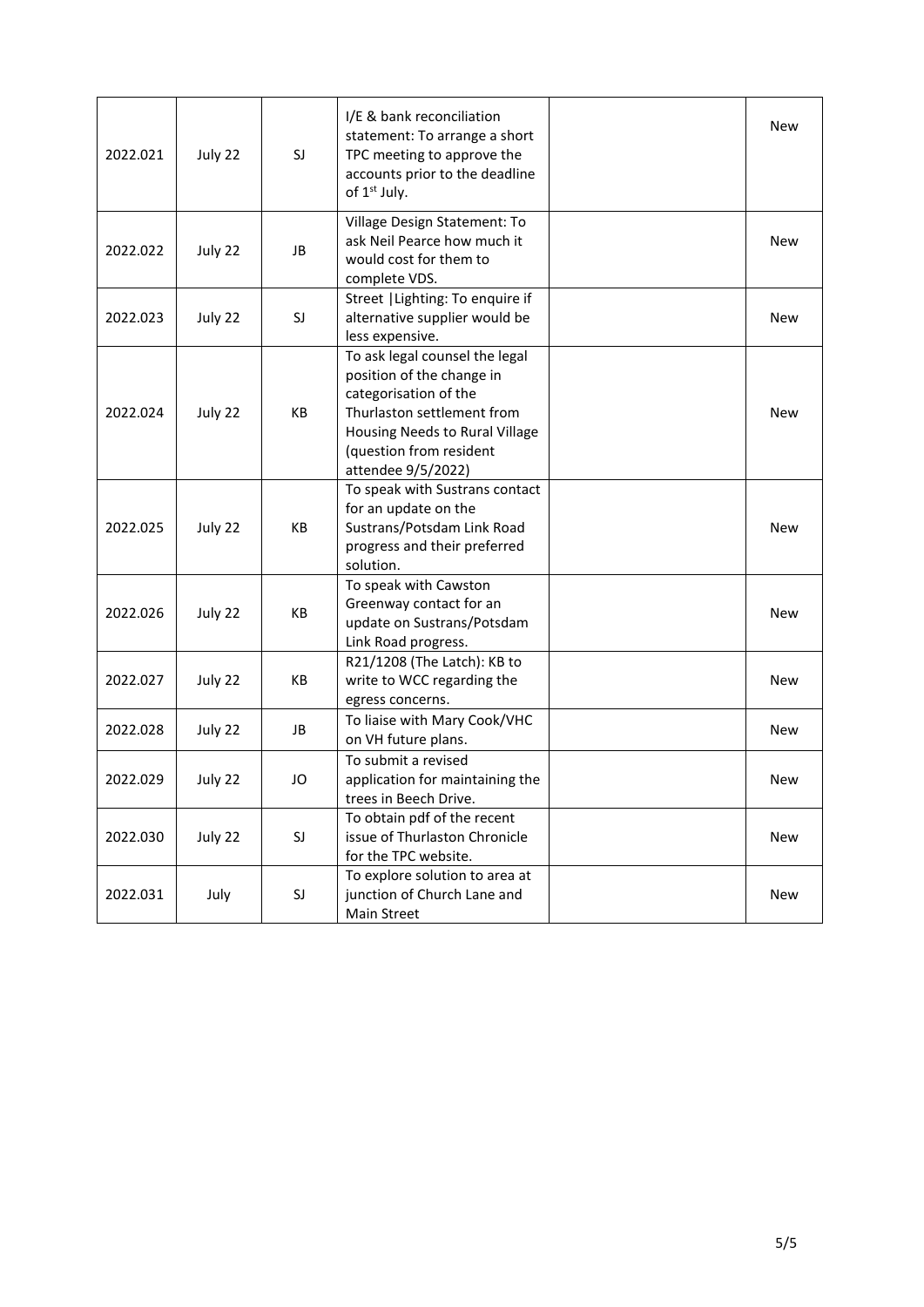| | | | | | |
|---|---|---|---|---|---|
| 2022.021 | July 22 | SJ | I/E & bank reconciliation statement: To arrange a short TPC meeting to approve the accounts prior to the deadline of 1st July. | | New |
| 2022.022 | July 22 | JB | Village Design Statement: To ask Neil Pearce how much it would cost for them to complete VDS. | | New |
| 2022.023 | July 22 | SJ | Street \|Lighting: To enquire if alternative supplier would be less expensive. | | New |
| 2022.024 | July 22 | KB | To ask legal counsel the legal position of the change in categorisation of the Thurlaston settlement from Housing Needs to Rural Village (question from resident attendee 9/5/2022) | | New |
| 2022.025 | July 22 | KB | To speak with Sustrans contact for an update on the Sustrans/Potsdam Link Road progress and their preferred solution. | | New |
| 2022.026 | July 22 | KB | To speak with Cawston Greenway contact for an update on Sustrans/Potsdam Link Road progress. | | New |
| 2022.027 | July 22 | KB | R21/1208 (The Latch): KB to write to WCC regarding the egress concerns. | | New |
| 2022.028 | July 22 | JB | To liaise with Mary Cook/VHC on VH future plans. | | New |
| 2022.029 | July 22 | JO | To submit a revised application for maintaining the trees in Beech Drive. | | New |
| 2022.030 | July 22 | SJ | To obtain pdf of the recent issue of Thurlaston Chronicle for the TPC website. | | New |
| 2022.031 | July | SJ | To explore solution to area at junction of Church Lane and Main Street | | New |